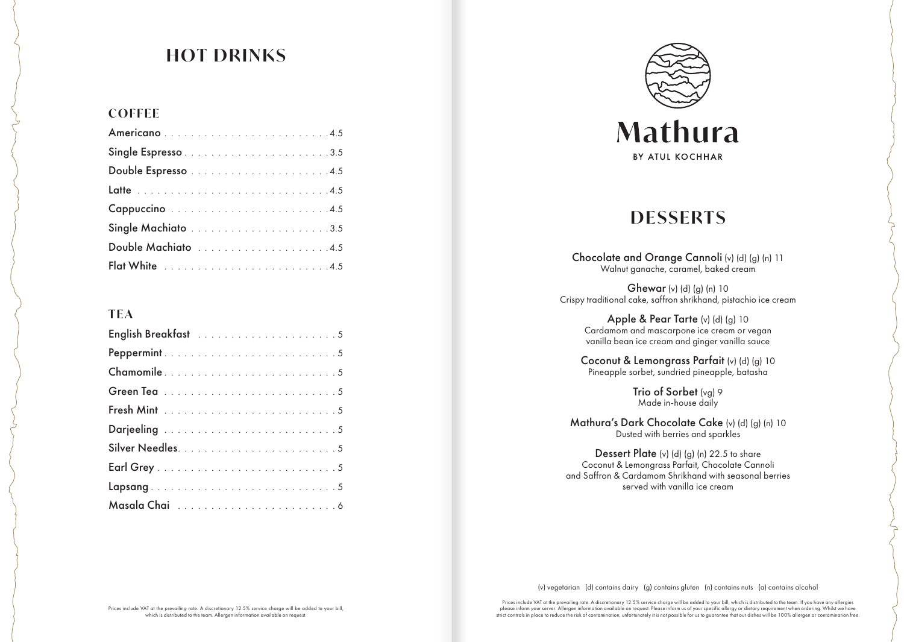# HOT DRINKS

## COFFEE

| Item | Price |
|---|---|
| Americano | 4.5 |
| Single Espresso | 3.5 |
| Double Espresso | 4.5 |
| Latte | 4.5 |
| Cappuccino | 4.5 |
| Single Machiato | 3.5 |
| Double Machiato | 4.5 |
| Flat White | 4.5 |

## TEA

| Item | Price |
|---|---|
| English Breakfast | 5 |
| Peppermint | 5 |
| Chamomile | 5 |
| Green Tea | 5 |
| Fresh Mint | 5 |
| Darjeeling | 5 |
| Silver Needles | 5 |
| Earl Grey | 5 |
| Lapsang | 5 |
| Masala Chai | 6 |

Prices include VAT at the prevailing rate. A discretionary 12.5% service charge will be added to your bill, which is distributed to the team. Allergen information available on request.

# Mathura

BY ATUL KOCHHAR

## DESSERTS

**Chocolate and Orange Cannoli** (v) (d) (g) (n) 11
Walnut ganache, caramel, baked cream

**Ghewar** (v) (d) (g) (n) 10
Crispy traditional cake, saffron shrikhand, pistachio ice cream

**Apple & Pear Tarte** (v) (d) (g) 10
Cardamom and mascarpone ice cream or vegan vanilla bean ice cream and ginger vanilla sauce

**Coconut & Lemongrass Parfait** (v) (d) (g) 10
Pineapple sorbet, sundried pineapple, batasha

**Trio of Sorbet** (vg) 9
Made in-house daily

**Mathura's Dark Chocolate Cake** (v) (d) (g) (n) 10
Dusted with berries and sparkles

**Dessert Plate** (v) (d) (g) (n) 22.5 to share
Coconut & Lemongrass Parfait, Chocolate Cannoli and Saffron & Cardamom Shrikhand with seasonal berries served with vanilla ice cream

(v) vegetarian (d) contains dairy (g) contains gluten (n) contains nuts (a) contains alcohol

Prices include VAT at the prevailing rate. A discretionary 12.5% service charge will be added to your bill, which is distributed to the team. If you have any allergies please inform your server. Allergen information available on request. Please inform us of your specific allergy or dietary requirement when ordering. Whilst we have strict controls in place to reduce the risk of contamination, unfortunately it is not possible for us to guarantee that our dishes will be 100% allergen or contamination free.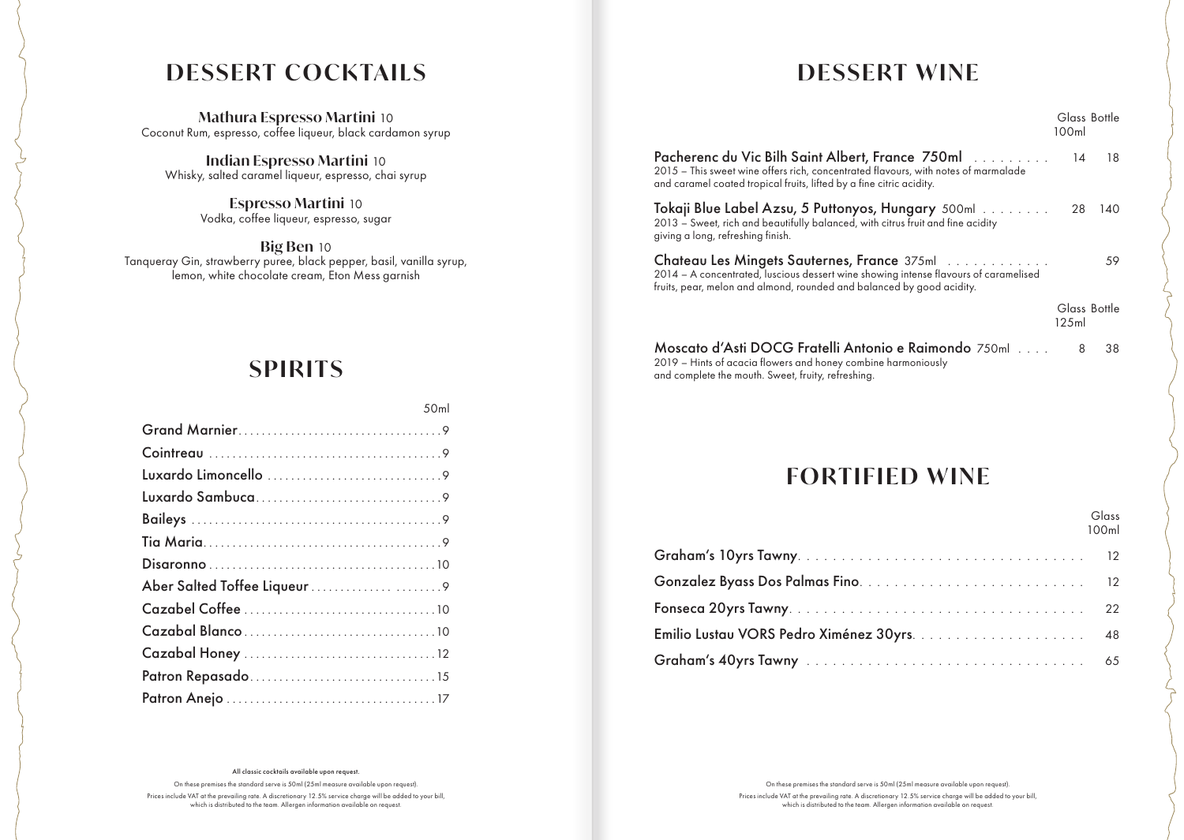## DESSERT COCKTAILS

**Mathura Espresso Martini** 10
Coconut Rum, espresso, coffee liqueur, black cardamon syrup

**Indian Espresso Martini** 10
Whisky, salted caramel liqueur, espresso, chai syrup

**Espresso Martini** 10
Vodka, coffee liqueur, espresso, sugar

**Big Ben** 10
Tanqueray Gin, strawberry puree, black pepper, basil, vanilla syrup, lemon, white chocolate cream, Eton Mess garnish

## SPIRITS

| | 50ml |
|---|---|
| Grand Marnier | 9 |
| Cointreau | 9 |
| Luxardo Limoncello | 9 |
| Luxardo Sambuca | 9 |
| Baileys | 9 |
| Tia Maria | 9 |
| Disaronno | 10 |
| Aber Salted Toffee Liqueur | 9 |
| Cazabel Coffee | 10 |
| Cazabal Blanco | 10 |
| Cazabal Honey | 12 |
| Patron Repasado | 15 |
| Patron Anejo | 17 |

All classic cocktails available upon request.

On these premises the standard serve is 50ml (25ml measure available upon request).
Prices include VAT at the prevailing rate. A discretionary 12.5% service charge will be added to your bill, which is distributed to the team. Allergen information available on request.

## DESSERT WINE

| | Glass 100ml | Bottle |
|---|---|---|
| **Pacherenc du Vic Bilh Saint Albert, France 750ml** 2015 – This sweet wine offers rich, concentrated flavours, with notes of marmalade and caramel coated tropical fruits, lifted by a fine citric acidity. | 14 | 18 |
| **Tokaji Blue Label Azsu, 5 Puttonyos, Hungary** 500ml 2013 – Sweet, rich and beautifully balanced, with citrus fruit and fine acidity giving a long, refreshing finish. | 28 | 140 |
| **Chateau Les Mingets Sauternes, France** 375ml 2014 – A concentrated, luscious dessert wine showing intense flavours of caramelised fruits, pear, melon and almond, rounded and balanced by good acidity. | | 59 |

| | Glass 125ml | Bottle |
|---|---|---|
| **Moscato d'Asti DOCG Fratelli Antonio e Raimondo** 750ml 2019 – Hints of acacia flowers and honey combine harmoniously and complete the mouth. Sweet, fruity, refreshing. | 8 | 38 |

## FORTIFIED WINE

| | Glass 100ml |
|---|---|
| Graham's 10yrs Tawny | 12 |
| Gonzalez Byass Dos Palmas Fino | 12 |
| Fonseca 20yrs Tawny | 22 |
| Emilio Lustau VORS Pedro Ximénez 30yrs | 48 |
| Graham's 40yrs Tawny | 65 |

On these premises the standard serve is 50ml (25ml measure available upon request).
Prices include VAT at the prevailing rate. A discretionary 12.5% service charge will be added to your bill, which is distributed to the team. Allergen information available on request.